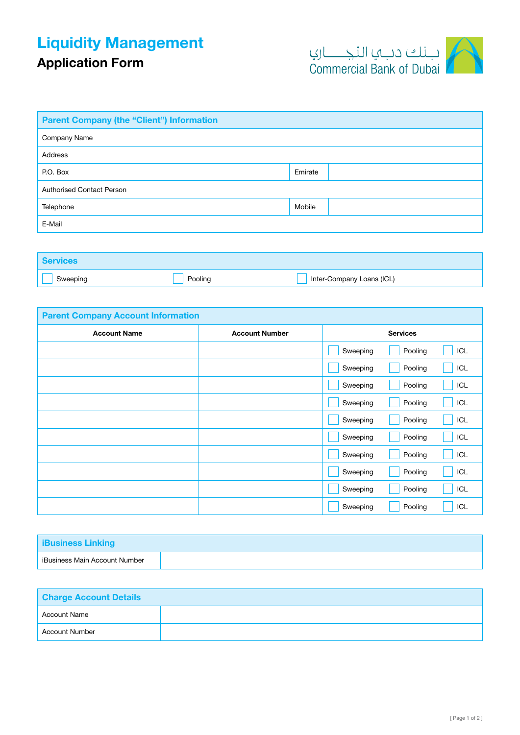# Liquidity Management

## Application Form

بـنك دبـي التجــــاري
Commercial Bank of Dubai

### Parent Company (the "Client") Information

| | | | |
|---|---|---|---|
| Company Name | | | |
| Address | | | |
| P.O. Box | | Emirate | |
| Authorised Contact Person | | | |
| Telephone | | Mobile | |
| E-Mail | | | |

### Services

☐ Sweeping ☐ Pooling ☐ Inter-Company Loans (ICL)

### Parent Company Account Information

| Account Name | Account Number | Services |
|---|---|---|
| | | ☐ Sweeping ☐ Pooling ☐ ICL |
| | | ☐ Sweeping ☐ Pooling ☐ ICL |
| | | ☐ Sweeping ☐ Pooling ☐ ICL |
| | | ☐ Sweeping ☐ Pooling ☐ ICL |
| | | ☐ Sweeping ☐ Pooling ☐ ICL |
| | | ☐ Sweeping ☐ Pooling ☐ ICL |
| | | ☐ Sweeping ☐ Pooling ☐ ICL |
| | | ☐ Sweeping ☐ Pooling ☐ ICL |
| | | ☐ Sweeping ☐ Pooling ☐ ICL |
| | | ☐ Sweeping ☐ Pooling ☐ ICL |

### iBusiness Linking

| | |
|---|---|
| iBusiness Main Account Number | |

### Charge Account Details

| | |
|---|---|
| Account Name | |
| Account Number | |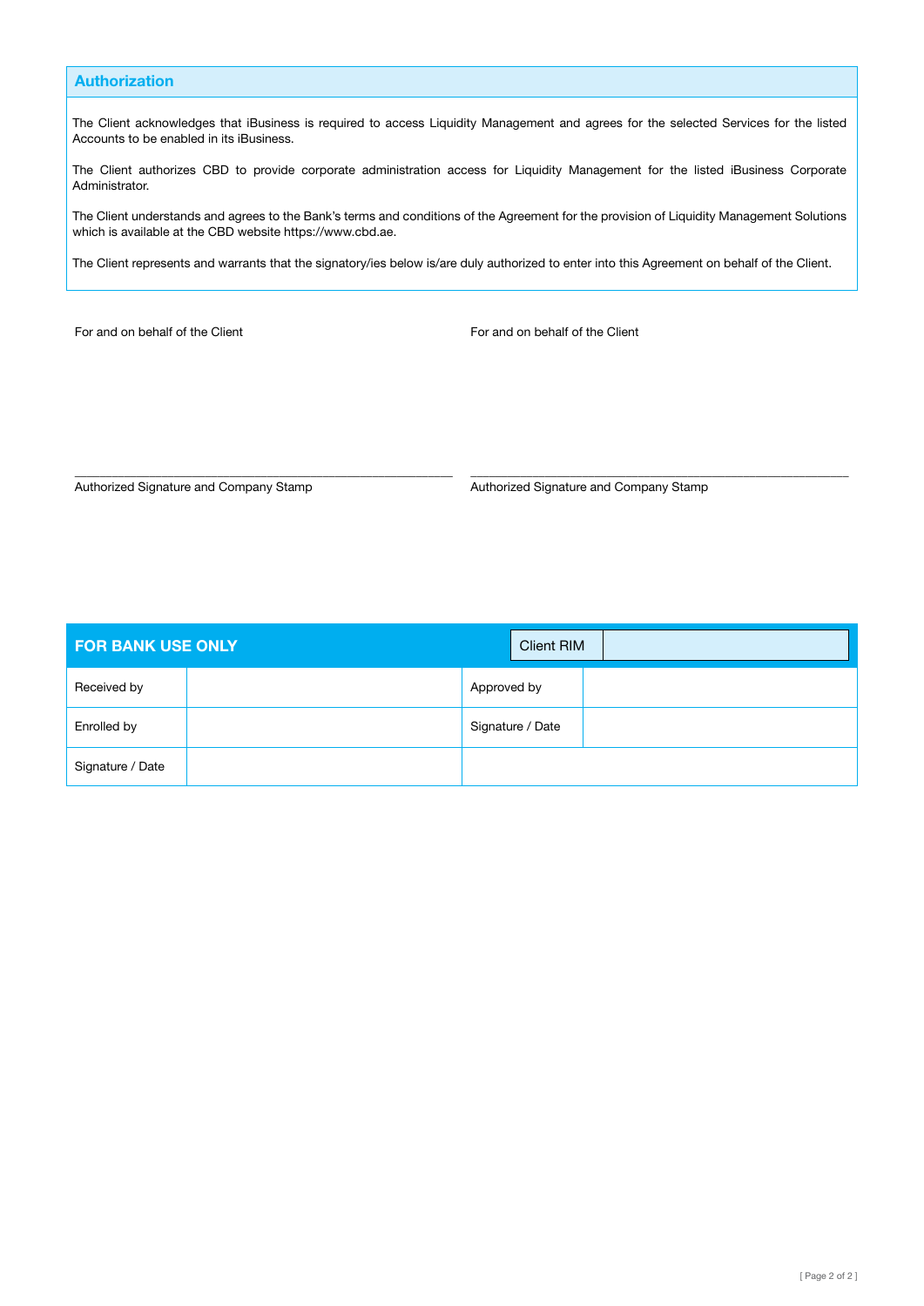## Authorization

The Client acknowledges that iBusiness is required to access Liquidity Management and agrees for the selected Services for the listed Accounts to be enabled in its iBusiness.

The Client authorizes CBD to provide corporate administration access for Liquidity Management for the listed iBusiness Corporate Administrator.

The Client understands and agrees to the Bank's terms and conditions of the Agreement for the provision of Liquidity Management Solutions which is available at the CBD website https://www.cbd.ae.

The Client represents and warrants that the signatory/ies below is/are duly authorized to enter into this Agreement on behalf of the Client.

For and on behalf of the Client

_______________________________________________

Authorized Signature and Company Stamp

For and on behalf of the Client

_______________________________________________

Authorized Signature and Company Stamp

| **FOR BANK USE ONLY** | | Client RIM | |
|---|---|---|---|
| Received by | | Approved by | |
| Enrolled by | | Signature / Date | |
| Signature / Date | | | |